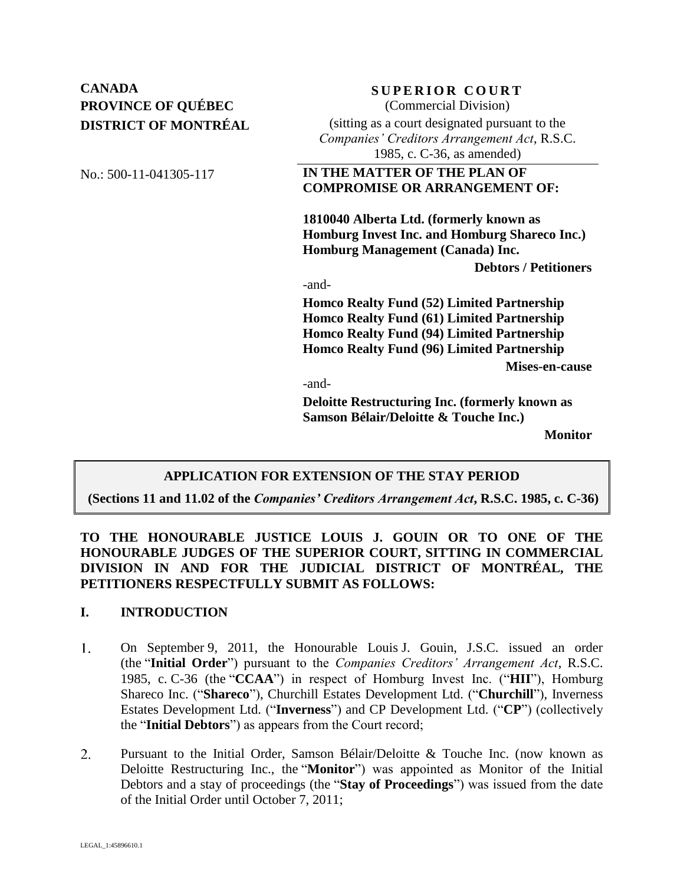**CANADA**
**PROVINCE OF QUÉBEC**
**DISTRICT OF MONTRÉAL**

No.: 500-11-041305-117

**SUPERIOR COURT**
(Commercial Division)
(sitting as a court designated pursuant to the *Companies' Creditors Arrangement Act*, R.S.C. 1985, c. C-36, as amended)

**IN THE MATTER OF THE PLAN OF COMPROMISE OR ARRANGEMENT OF:**

**1810040 Alberta Ltd. (formerly known as Homburg Invest Inc. and Homburg Shareco Inc.)**
**Homburg Management (Canada) Inc.**

**Debtors / Petitioners**

-and-

**Homco Realty Fund (52) Limited Partnership**
**Homco Realty Fund (61) Limited Partnership**
**Homco Realty Fund (94) Limited Partnership**
**Homco Realty Fund (96) Limited Partnership**

**Mises-en-cause**

-and-

**Deloitte Restructuring Inc. (formerly known as Samson Bélair/Deloitte & Touche Inc.)**

**Monitor**

**APPLICATION FOR EXTENSION OF THE STAY PERIOD**

**(Sections 11 and 11.02 of the *Companies' Creditors Arrangement Act*, R.S.C. 1985, c. C-36)**

**TO THE HONOURABLE JUSTICE LOUIS J. GOUIN OR TO ONE OF THE HONOURABLE JUDGES OF THE SUPERIOR COURT, SITTING IN COMMERCIAL DIVISION IN AND FOR THE JUDICIAL DISTRICT OF MONTRÉAL, THE PETITIONERS RESPECTFULLY SUBMIT AS FOLLOWS:**

## I. INTRODUCTION

1. On September 9, 2011, the Honourable Louis J. Gouin, J.S.C. issued an order (the "**Initial Order**") pursuant to the *Companies Creditors' Arrangement Act*, R.S.C. 1985, c. C-36 (the "**CCAA**") in respect of Homburg Invest Inc. ("**HII**"), Homburg Shareco Inc. ("**Shareco**"), Churchill Estates Development Ltd. ("**Churchill**"), Inverness Estates Development Ltd. ("**Inverness**") and CP Development Ltd. ("**CP**") (collectively the "**Initial Debtors**") as appears from the Court record;

2. Pursuant to the Initial Order, Samson Bélair/Deloitte & Touche Inc. (now known as Deloitte Restructuring Inc., the "**Monitor**") was appointed as Monitor of the Initial Debtors and a stay of proceedings (the "**Stay of Proceedings**") was issued from the date of the Initial Order until October 7, 2011;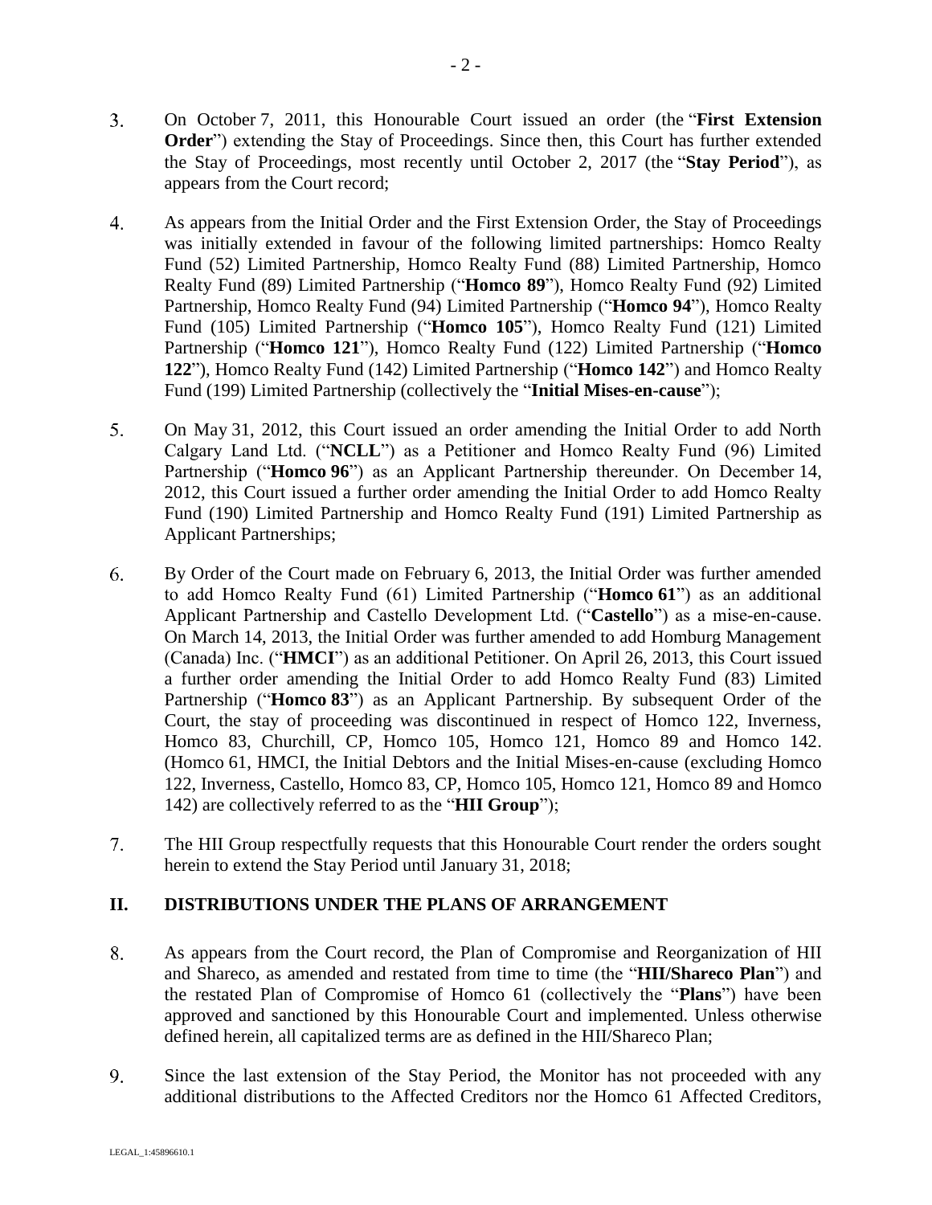3. On October 7, 2011, this Honourable Court issued an order (the "**First Extension Order**") extending the Stay of Proceedings. Since then, this Court has further extended the Stay of Proceedings, most recently until October 2, 2017 (the "**Stay Period**"), as appears from the Court record;

4. As appears from the Initial Order and the First Extension Order, the Stay of Proceedings was initially extended in favour of the following limited partnerships: Homco Realty Fund (52) Limited Partnership, Homco Realty Fund (88) Limited Partnership, Homco Realty Fund (89) Limited Partnership ("**Homco 89**"), Homco Realty Fund (92) Limited Partnership, Homco Realty Fund (94) Limited Partnership ("**Homco 94**"), Homco Realty Fund (105) Limited Partnership ("**Homco 105**"), Homco Realty Fund (121) Limited Partnership ("**Homco 121**"), Homco Realty Fund (122) Limited Partnership ("**Homco 122**"), Homco Realty Fund (142) Limited Partnership ("**Homco 142**") and Homco Realty Fund (199) Limited Partnership (collectively the "**Initial Mises-en-cause**");

5. On May 31, 2012, this Court issued an order amending the Initial Order to add North Calgary Land Ltd. ("**NCLL**") as a Petitioner and Homco Realty Fund (96) Limited Partnership ("**Homco 96**") as an Applicant Partnership thereunder. On December 14, 2012, this Court issued a further order amending the Initial Order to add Homco Realty Fund (190) Limited Partnership and Homco Realty Fund (191) Limited Partnership as Applicant Partnerships;

6. By Order of the Court made on February 6, 2013, the Initial Order was further amended to add Homco Realty Fund (61) Limited Partnership ("**Homco 61**") as an additional Applicant Partnership and Castello Development Ltd. ("**Castello**") as a mise-en-cause. On March 14, 2013, the Initial Order was further amended to add Homburg Management (Canada) Inc. ("**HMCI**") as an additional Petitioner. On April 26, 2013, this Court issued a further order amending the Initial Order to add Homco Realty Fund (83) Limited Partnership ("**Homco 83**") as an Applicant Partnership. By subsequent Order of the Court, the stay of proceeding was discontinued in respect of Homco 122, Inverness, Homco 83, Churchill, CP, Homco 105, Homco 121, Homco 89 and Homco 142. (Homco 61, HMCI, the Initial Debtors and the Initial Mises-en-cause (excluding Homco 122, Inverness, Castello, Homco 83, CP, Homco 105, Homco 121, Homco 89 and Homco 142) are collectively referred to as the "**HII Group**");

7. The HII Group respectfully requests that this Honourable Court render the orders sought herein to extend the Stay Period until January 31, 2018;

## II. DISTRIBUTIONS UNDER THE PLANS OF ARRANGEMENT

8. As appears from the Court record, the Plan of Compromise and Reorganization of HII and Shareco, as amended and restated from time to time (the "**HII/Shareco Plan**") and the restated Plan of Compromise of Homco 61 (collectively the "**Plans**") have been approved and sanctioned by this Honourable Court and implemented. Unless otherwise defined herein, all capitalized terms are as defined in the HII/Shareco Plan;

9. Since the last extension of the Stay Period, the Monitor has not proceeded with any additional distributions to the Affected Creditors nor the Homco 61 Affected Creditors,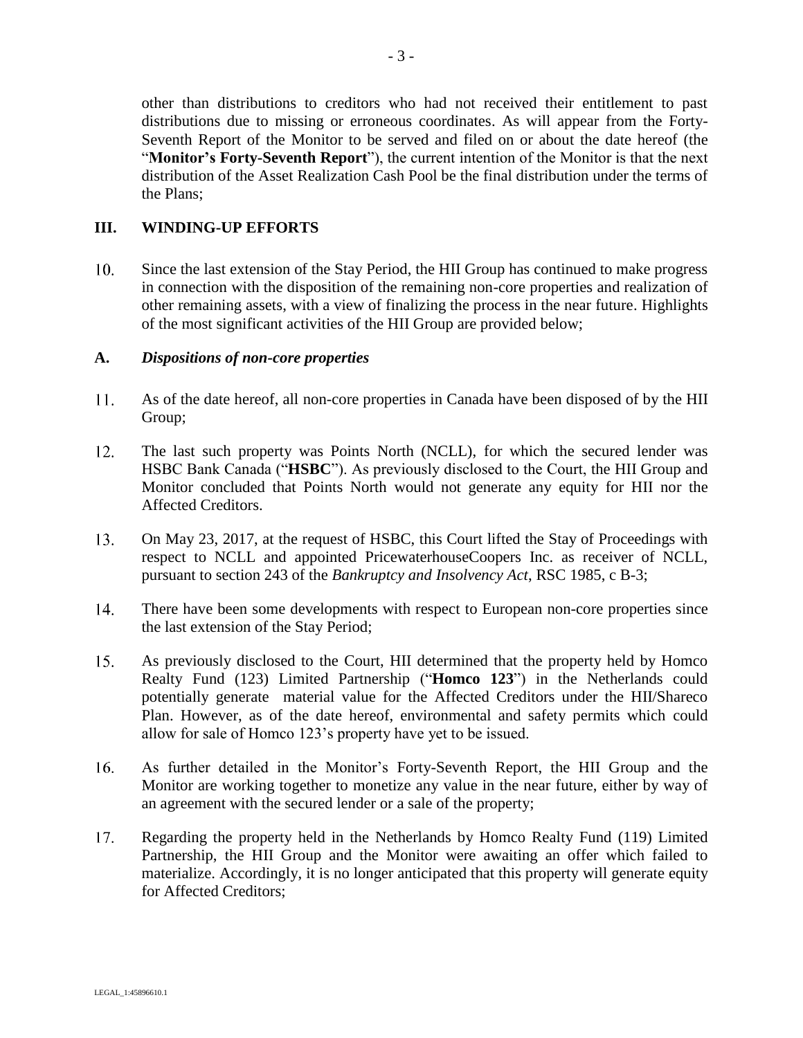other than distributions to creditors who had not received their entitlement to past distributions due to missing or erroneous coordinates. As will appear from the Forty-Seventh Report of the Monitor to be served and filed on or about the date hereof (the "**Monitor's Forty-Seventh Report**"), the current intention of the Monitor is that the next distribution of the Asset Realization Cash Pool be the final distribution under the terms of the Plans;

## III. WINDING-UP EFFORTS

10. Since the last extension of the Stay Period, the HII Group has continued to make progress in connection with the disposition of the remaining non-core properties and realization of other remaining assets, with a view of finalizing the process in the near future. Highlights of the most significant activities of the HII Group are provided below;

### A. *Dispositions of non-core properties*

11. As of the date hereof, all non-core properties in Canada have been disposed of by the HII Group;

12. The last such property was Points North (NCLL), for which the secured lender was HSBC Bank Canada ("**HSBC**"). As previously disclosed to the Court, the HII Group and Monitor concluded that Points North would not generate any equity for HII nor the Affected Creditors.

13. On May 23, 2017, at the request of HSBC, this Court lifted the Stay of Proceedings with respect to NCLL and appointed PricewaterhouseCoopers Inc. as receiver of NCLL, pursuant to section 243 of the *Bankruptcy and Insolvency Act*, RSC 1985, c B-3;

14. There have been some developments with respect to European non-core properties since the last extension of the Stay Period;

15. As previously disclosed to the Court, HII determined that the property held by Homco Realty Fund (123) Limited Partnership ("**Homco 123**") in the Netherlands could potentially generate material value for the Affected Creditors under the HII/Shareco Plan. However, as of the date hereof, environmental and safety permits which could allow for sale of Homco 123's property have yet to be issued.

16. As further detailed in the Monitor's Forty-Seventh Report, the HII Group and the Monitor are working together to monetize any value in the near future, either by way of an agreement with the secured lender or a sale of the property;

17. Regarding the property held in the Netherlands by Homco Realty Fund (119) Limited Partnership, the HII Group and the Monitor were awaiting an offer which failed to materialize. Accordingly, it is no longer anticipated that this property will generate equity for Affected Creditors;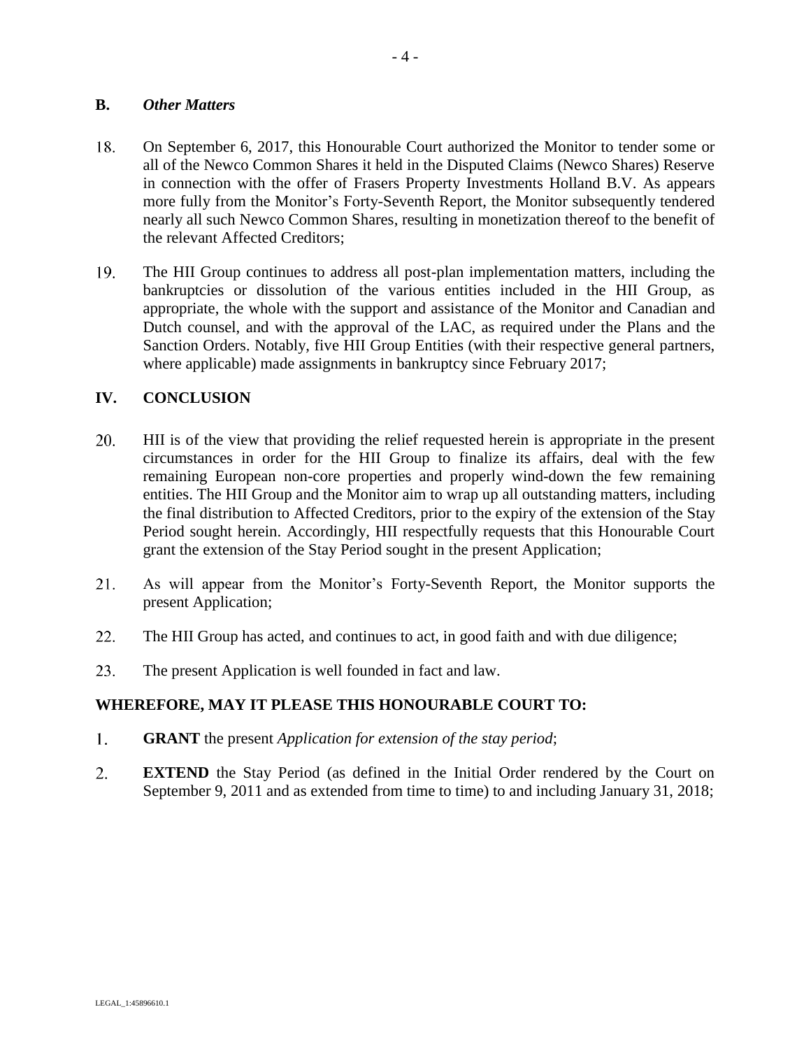## B. *Other Matters*

18. On September 6, 2017, this Honourable Court authorized the Monitor to tender some or all of the Newco Common Shares it held in the Disputed Claims (Newco Shares) Reserve in connection with the offer of Frasers Property Investments Holland B.V. As appears more fully from the Monitor's Forty-Seventh Report, the Monitor subsequently tendered nearly all such Newco Common Shares, resulting in monetization thereof to the benefit of the relevant Affected Creditors;

19. The HII Group continues to address all post-plan implementation matters, including the bankruptcies or dissolution of the various entities included in the HII Group, as appropriate, the whole with the support and assistance of the Monitor and Canadian and Dutch counsel, and with the approval of the LAC, as required under the Plans and the Sanction Orders. Notably, five HII Group Entities (with their respective general partners, where applicable) made assignments in bankruptcy since February 2017;

# IV. CONCLUSION

20. HII is of the view that providing the relief requested herein is appropriate in the present circumstances in order for the HII Group to finalize its affairs, deal with the few remaining European non-core properties and properly wind-down the few remaining entities. The HII Group and the Monitor aim to wrap up all outstanding matters, including the final distribution to Affected Creditors, prior to the expiry of the extension of the Stay Period sought herein. Accordingly, HII respectfully requests that this Honourable Court grant the extension of the Stay Period sought in the present Application;

21. As will appear from the Monitor's Forty-Seventh Report, the Monitor supports the present Application;

22. The HII Group has acted, and continues to act, in good faith and with due diligence;

23. The present Application is well founded in fact and law.

**WHEREFORE, MAY IT PLEASE THIS HONOURABLE COURT TO:**

1. **GRANT** the present *Application for extension of the stay period*;

2. **EXTEND** the Stay Period (as defined in the Initial Order rendered by the Court on September 9, 2011 and as extended from time to time) to and including January 31, 2018;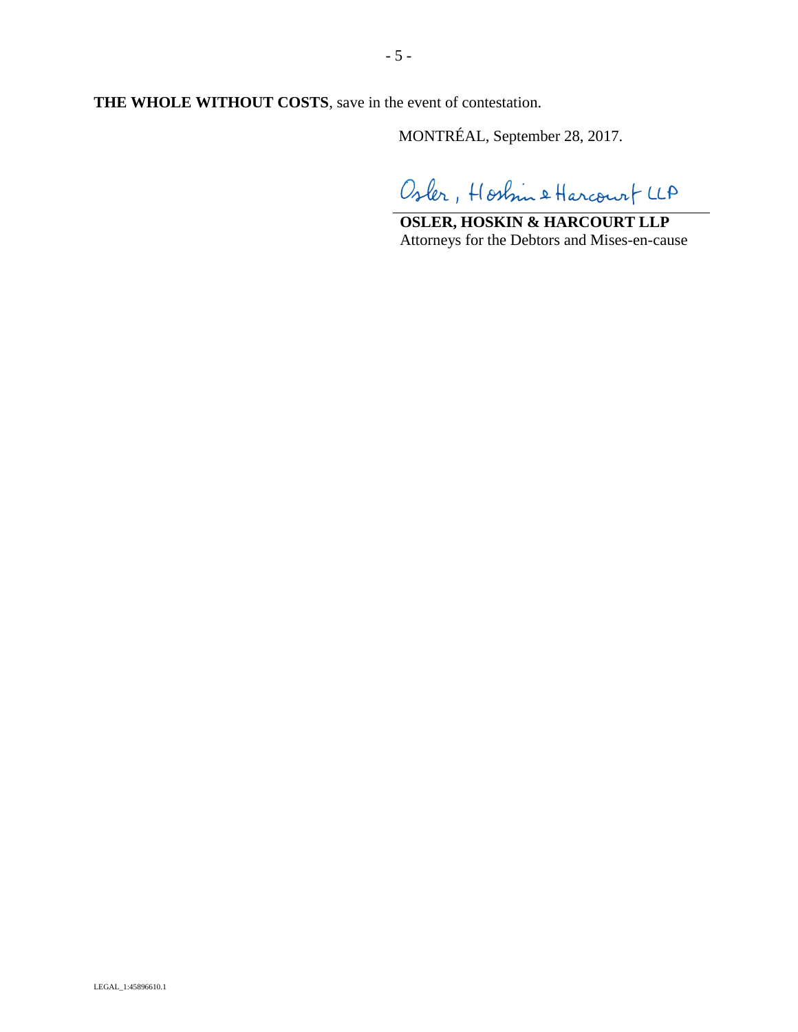**THE WHOLE WITHOUT COSTS**, save in the event of contestation.

MONTRÉAL, September 28, 2017.

Osler, Hoskin & Harcourt LLP

**OSLER, HOSKIN & HARCOURT LLP**
Attorneys for the Debtors and Mises-en-cause

LEGAL_1:45896610.1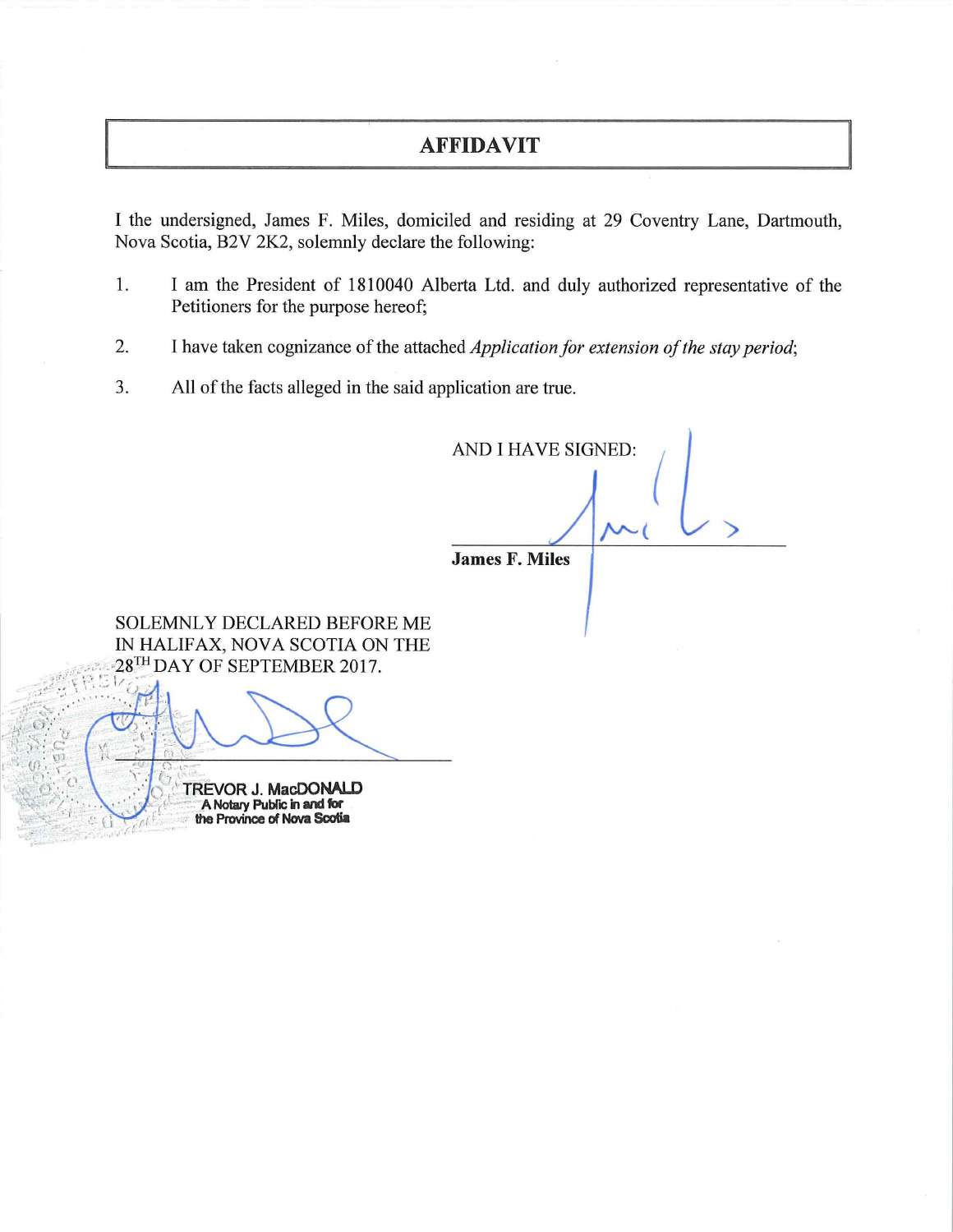# AFFIDAVIT

I the undersigned, James F. Miles, domiciled and residing at 29 Coventry Lane, Dartmouth, Nova Scotia, B2V 2K2, solemnly declare the following:

1. I am the President of 1810040 Alberta Ltd. and duly authorized representative of the Petitioners for the purpose hereof;

2. I have taken cognizance of the attached *Application for extension of the stay period*;

3. All of the facts alleged in the said application are true.

AND I HAVE SIGNED:

**James F. Miles**

SOLEMNLY DECLARED BEFORE ME IN HALIFAX, NOVA SCOTIA ON THE 28[TH] DAY OF SEPTEMBER 2017.

TREVOR J. MacDONALD
A Notary Public in and for the Province of Nova Scotia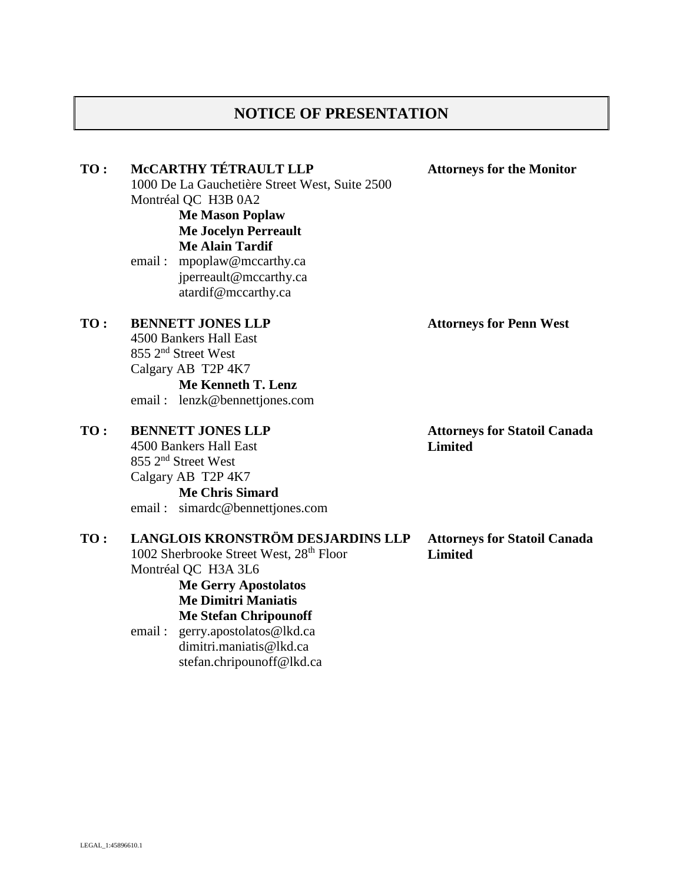# NOTICE OF PRESENTATION

**TO :** **McCARTHY TÉTRAULT LLP** — **Attorneys for the Monitor**
1000 De La Gauchetière Street West, Suite 2500
Montréal QC H3B 0A2
**Me Mason Poplaw**
**Me Jocelyn Perreault**
**Me Alain Tardif**
email : mpoplaw@mccarthy.ca
jperreault@mccarthy.ca
atardif@mccarthy.ca

**TO :** **BENNETT JONES LLP** — **Attorneys for Penn West**
4500 Bankers Hall East
855 2nd Street West
Calgary AB T2P 4K7
**Me Kenneth T. Lenz**
email : lenzk@bennettjones.com

**TO :** **BENNETT JONES LLP** — **Attorneys for Statoil Canada Limited**
4500 Bankers Hall East
855 2nd Street West
Calgary AB T2P 4K7
**Me Chris Simard**
email : simardc@bennettjones.com

**TO :** **LANGLOIS KRONSTRÖM DESJARDINS LLP** — **Attorneys for Statoil Canada Limited**
1002 Sherbrooke Street West, 28th Floor
Montréal QC H3A 3L6
**Me Gerry Apostolatos**
**Me Dimitri Maniatis**
**Me Stefan Chripounoff**
email : gerry.apostolatos@lkd.ca
dimitri.maniatis@lkd.ca
stefan.chripounoff@lkd.ca

LEGAL_1:45896610.1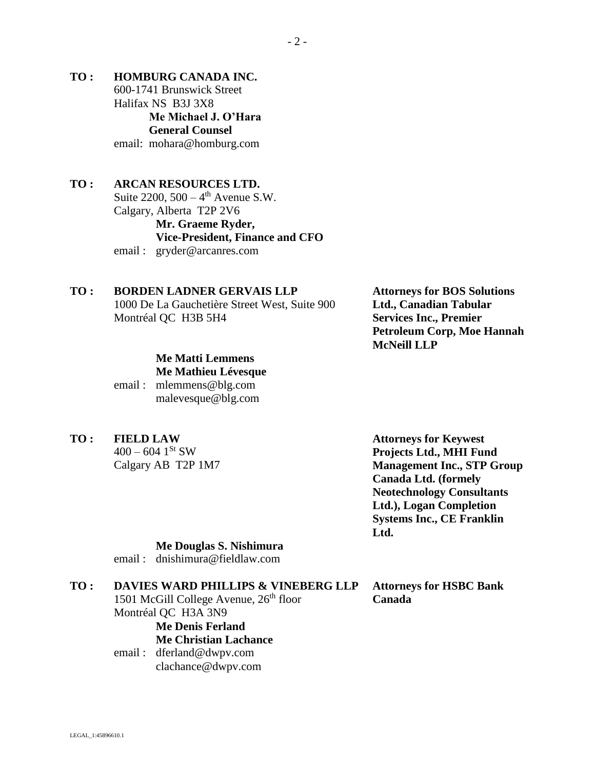**TO :** **HOMBURG CANADA INC.**
600-1741 Brunswick Street
Halifax NS B3J 3X8
**Me Michael J. O'Hara**
**General Counsel**
email: mohara@homburg.com

**TO :** **ARCAN RESOURCES LTD.**
Suite 2200, 500 – 4th Avenue S.W.
Calgary, Alberta T2P 2V6
**Mr. Graeme Ryder,**
**Vice-President, Finance and CFO**
email : gryder@arcanres.com

**TO :** **BORDEN LADNER GERVAIS LLP**
1000 De La Gauchetière Street West, Suite 900
Montréal QC H3B 5H4
**Me Matti Lemmens**
**Me Mathieu Lévesque**
email : mlemmens@blg.com
malevesque@blg.com

**Attorneys for BOS Solutions Ltd., Canadian Tabular Services Inc., Premier Petroleum Corp, Moe Hannah McNeill LLP**

**TO :** **FIELD LAW**
400 – 604 1St SW
Calgary AB T2P 1M7
**Me Douglas S. Nishimura**
email : dnishimura@fieldlaw.com

**Attorneys for Keywest Projects Ltd., MHI Fund Management Inc., STP Group Canada Ltd. (formely Neotechnology Consultants Ltd.), Logan Completion Systems Inc., CE Franklin Ltd.**

**TO :** **DAVIES WARD PHILLIPS & VINEBERG LLP**
1501 McGill College Avenue, 26th floor
Montréal QC H3A 3N9
**Me Denis Ferland**
**Me Christian Lachance**
email : dferland@dwpv.com
clachance@dwpv.com

**Attorneys for HSBC Bank Canada**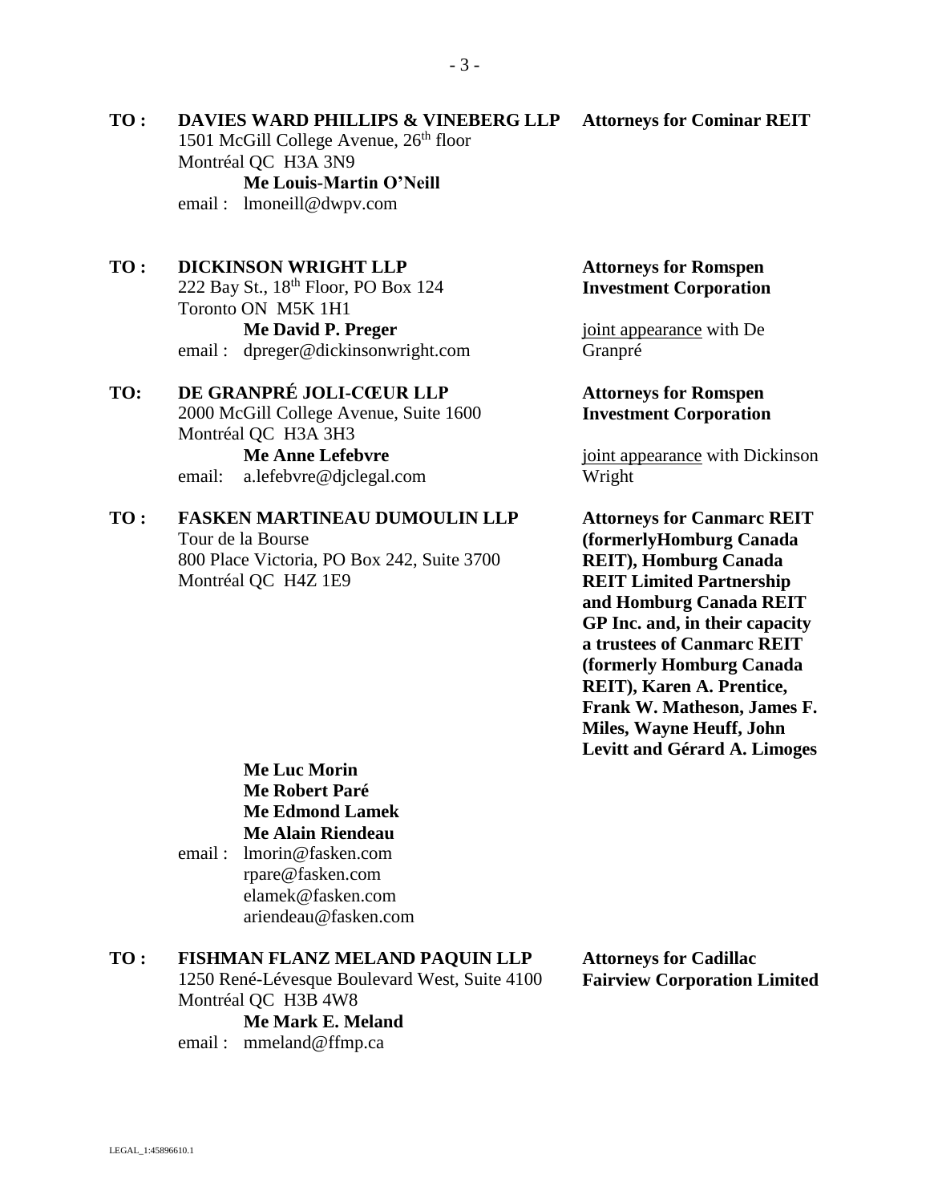**TO :** **DAVIES WARD PHILLIPS & VINEBERG LLP**
1501 McGill College Avenue, 26th floor
Montréal QC H3A 3N9
**Me Louis-Martin O'Neill**
email : lmoneill@dwpv.com

**Attorneys for Cominar REIT**

**TO :** **DICKINSON WRIGHT LLP**
222 Bay St., 18th Floor, PO Box 124
Toronto ON M5K 1H1
**Me David P. Preger**
email : dpreger@dickinsonwright.com

**Attorneys for Romspen Investment Corporation**

joint appearance with De Granpré

**TO:** **DE GRANPRÉ JOLI-CŒUR LLP**
2000 McGill College Avenue, Suite 1600
Montréal QC H3A 3H3
**Me Anne Lefebvre**
email: a.lefebvre@djclegal.com

**Attorneys for Romspen Investment Corporation**

joint appearance with Dickinson Wright

**TO :** **FASKEN MARTINEAU DUMOULIN LLP**
Tour de la Bourse
800 Place Victoria, PO Box 242, Suite 3700
Montréal QC H4Z 1E9

**Attorneys for Canmarc REIT (formerlyHomburg Canada REIT), Homburg Canada REIT Limited Partnership and Homburg Canada REIT GP Inc. and, in their capacity a trustees of Canmarc REIT (formerly Homburg Canada REIT), Karen A. Prentice, Frank W. Matheson, James F. Miles, Wayne Heuff, John Levitt and Gérard A. Limoges**

**Me Luc Morin**
**Me Robert Paré**
**Me Edmond Lamek**
**Me Alain Riendeau**
email : lmorin@fasken.com
rpare@fasken.com
elamek@fasken.com
ariendeau@fasken.com

**TO :** **FISHMAN FLANZ MELAND PAQUIN LLP**
1250 René-Lévesque Boulevard West, Suite 4100
Montréal QC H3B 4W8
**Me Mark E. Meland**
email : mmeland@ffmp.ca

**Attorneys for Cadillac Fairview Corporation Limited**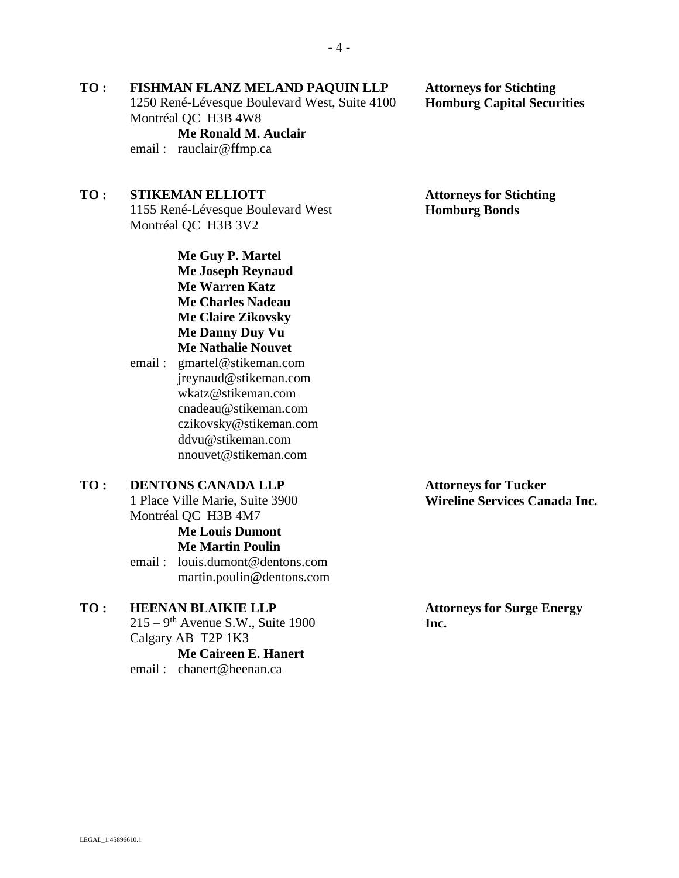**TO :** **FISHMAN FLANZ MELAND PAQUIN LLP**
1250 René-Lévesque Boulevard West, Suite 4100
Montréal QC H3B 4W8
**Me Ronald M. Auclair**
email : rauclair@ffmp.ca

**Attorneys for Stichting Homburg Capital Securities**

**TO :** **STIKEMAN ELLIOTT**
1155 René-Lévesque Boulevard West
Montréal QC H3B 3V2

**Me Guy P. Martel**
**Me Joseph Reynaud**
**Me Warren Katz**
**Me Charles Nadeau**
**Me Claire Zikovsky**
**Me Danny Duy Vu**
**Me Nathalie Nouvet**

email : gmartel@stikeman.com
jreynaud@stikeman.com
wkatz@stikeman.com
cnadeau@stikeman.com
czikovsky@stikeman.com
ddvu@stikeman.com
nnouvet@stikeman.com

**Attorneys for Stichting Homburg Bonds**

**TO :** **DENTONS CANADA LLP**
1 Place Ville Marie, Suite 3900
Montréal QC H3B 4M7
**Me Louis Dumont**
**Me Martin Poulin**
email : louis.dumont@dentons.com
martin.poulin@dentons.com

**Attorneys for Tucker Wireline Services Canada Inc.**

**TO :** **HEENAN BLAIKIE LLP**
215 – 9th Avenue S.W., Suite 1900
Calgary AB T2P 1K3
**Me Caireen E. Hanert**
email : chanert@heenan.ca

**Attorneys for Surge Energy Inc.**

LEGAL_1:45896610.1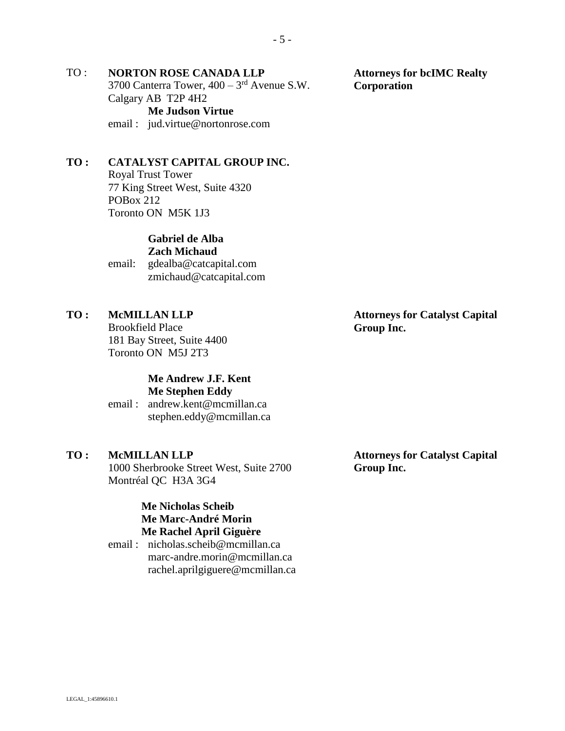TO : **NORTON ROSE CANADA LLP**
3700 Canterra Tower, 400 – 3rd Avenue S.W.
Calgary AB T2P 4H2
**Me Judson Virtue**
email : jud.virtue@nortonrose.com

**Attorneys for bcIMC Realty Corporation**

**TO : CATALYST CAPITAL GROUP INC.**
Royal Trust Tower
77 King Street West, Suite 4320
POBox 212
Toronto ON M5K 1J3

**Gabriel de Alba**
**Zach Michaud**
email: gdealba@catcapital.com
zmichaud@catcapital.com

**TO : McMILLAN LLP**
Brookfield Place
181 Bay Street, Suite 4400
Toronto ON M5J 2T3

**Me Andrew J.F. Kent**
**Me Stephen Eddy**
email : andrew.kent@mcmillan.ca
stephen.eddy@mcmillan.ca

**Attorneys for Catalyst Capital Group Inc.**

**TO : McMILLAN LLP**
1000 Sherbrooke Street West, Suite 2700
Montréal QC H3A 3G4

**Me Nicholas Scheib**
**Me Marc-André Morin**
**Me Rachel April Giguère**
email : nicholas.scheib@mcmillan.ca
marc-andre.morin@mcmillan.ca
rachel.aprilgiguere@mcmillan.ca

**Attorneys for Catalyst Capital Group Inc.**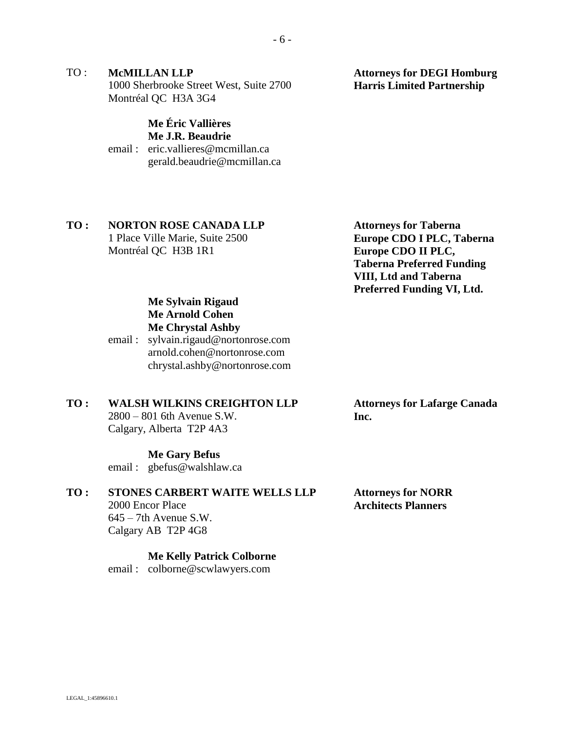TO : **McMILLAN LLP**
1000 Sherbrooke Street West, Suite 2700
Montréal QC H3A 3G4

**Attorneys for DEGI Homburg Harris Limited Partnership**

**Me Éric Vallières**
**Me J.R. Beaudrie**
email : eric.vallieres@mcmillan.ca
gerald.beaudrie@mcmillan.ca

**TO : NORTON ROSE CANADA LLP**
1 Place Ville Marie, Suite 2500
Montréal QC H3B 1R1

**Attorneys for Taberna Europe CDO I PLC, Taberna Europe CDO II PLC, Taberna Preferred Funding VIII, Ltd and Taberna Preferred Funding VI, Ltd.**

**Me Sylvain Rigaud**
**Me Arnold Cohen**
**Me Chrystal Ashby**
email : sylvain.rigaud@nortonrose.com
arnold.cohen@nortonrose.com
chrystal.ashby@nortonrose.com

**TO : WALSH WILKINS CREIGHTON LLP**
2800 – 801 6th Avenue S.W.
Calgary, Alberta T2P 4A3

**Attorneys for Lafarge Canada Inc.**

**Me Gary Befus**
email : gbefus@walshlaw.ca

**TO : STONES CARBERT WAITE WELLS LLP**
2000 Encor Place
645 – 7th Avenue S.W.
Calgary AB T2P 4G8

**Attorneys for NORR Architects Planners**

**Me Kelly Patrick Colborne**
email : colborne@scwlawyers.com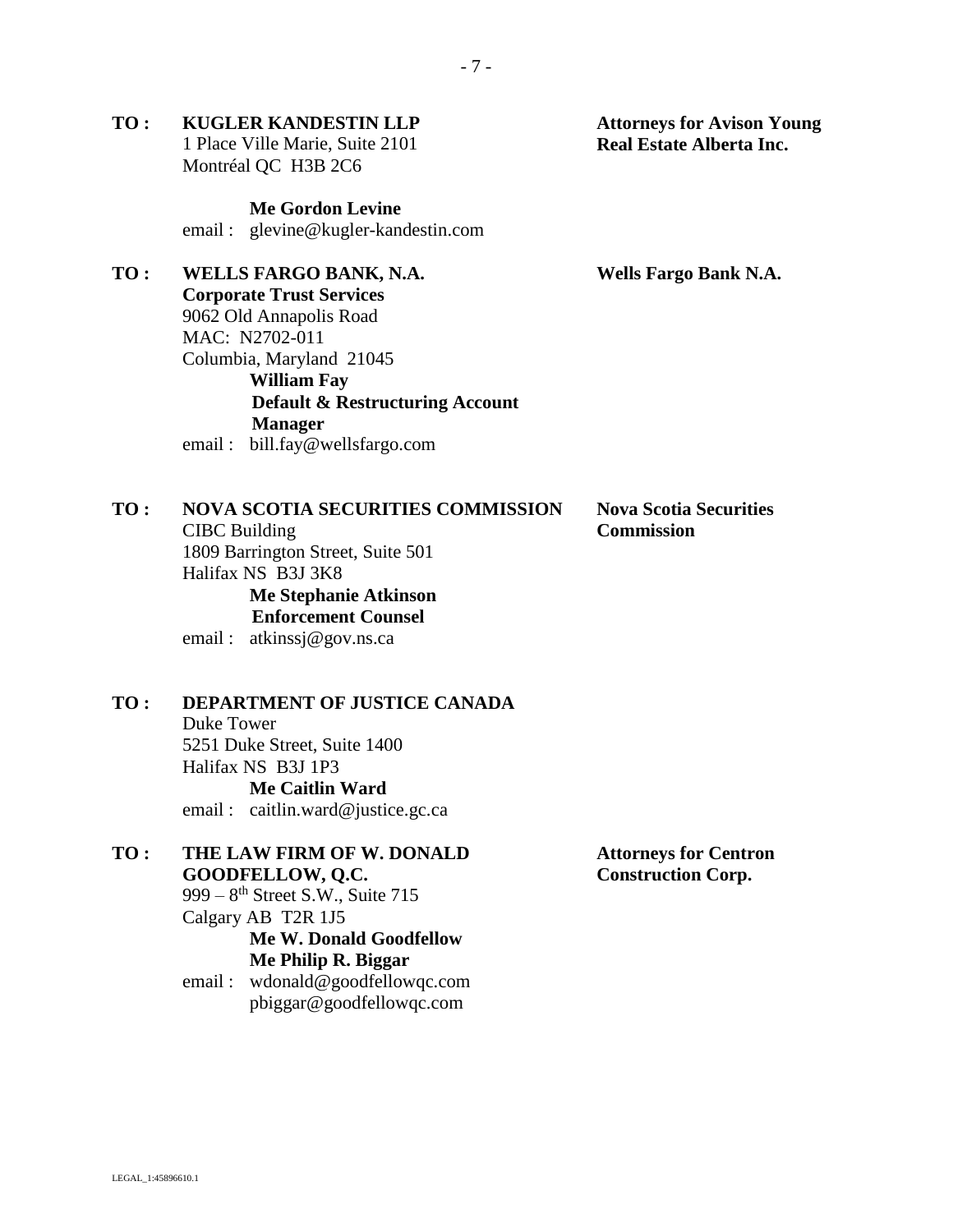**TO :** **KUGLER KANDESTIN LLP**
1 Place Ville Marie, Suite 2101
Montréal QC H3B 2C6

**Me Gordon Levine**
email : glevine@kugler-kandestin.com

**Attorneys for Avison Young Real Estate Alberta Inc.**

**TO :** **WELLS FARGO BANK, N.A.**
**Corporate Trust Services**
9062 Old Annapolis Road
MAC: N2702-011
Columbia, Maryland 21045

**William Fay**
**Default & Restructuring Account Manager**
email : bill.fay@wellsfargo.com

**Wells Fargo Bank N.A.**

**TO :** **NOVA SCOTIA SECURITIES COMMISSION**
CIBC Building
1809 Barrington Street, Suite 501
Halifax NS B3J 3K8

**Me Stephanie Atkinson**
**Enforcement Counsel**
email : atkinssj@gov.ns.ca

**Nova Scotia Securities Commission**

**TO :** **DEPARTMENT OF JUSTICE CANADA**
Duke Tower
5251 Duke Street, Suite 1400
Halifax NS B3J 1P3

**Me Caitlin Ward**
email : caitlin.ward@justice.gc.ca

**TO :** **THE LAW FIRM OF W. DONALD GOODFELLOW, Q.C.**
999 – 8th Street S.W., Suite 715
Calgary AB T2R 1J5

**Me W. Donald Goodfellow**
**Me Philip R. Biggar**
email : wdonald@goodfellowqc.com
pbiggar@goodfellowqc.com

**Attorneys for Centron Construction Corp.**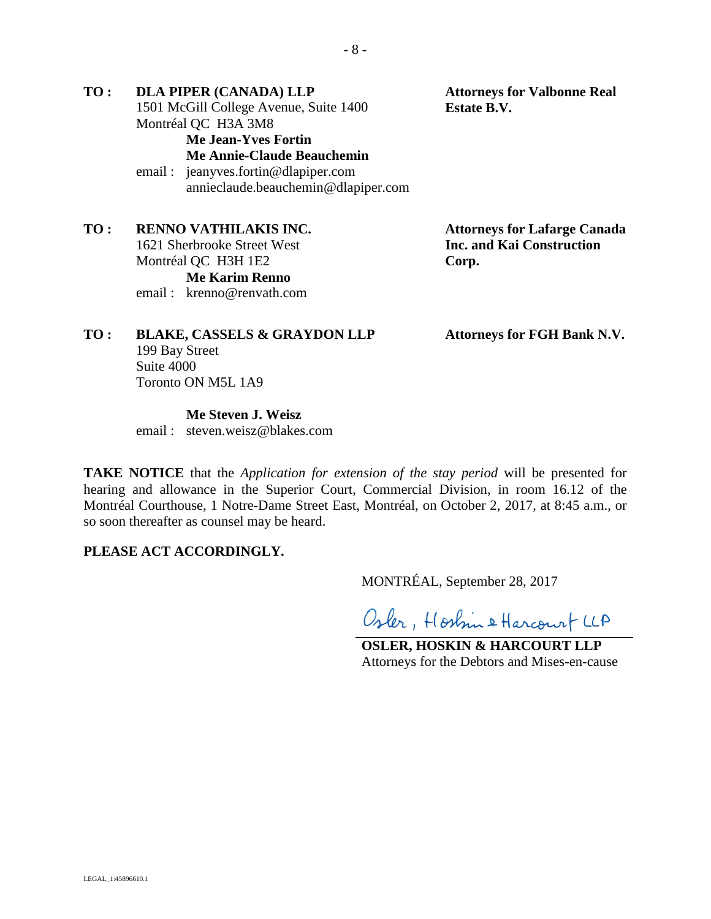**TO :** **DLA PIPER (CANADA) LLP**
1501 McGill College Avenue, Suite 1400
Montréal QC H3A 3M8
**Me Jean-Yves Fortin**
**Me Annie-Claude Beauchemin**
email : jeanyves.fortin@dlapiper.com
annieclaude.beauchemin@dlapiper.com

**Attorneys for Valbonne Real Estate B.V.**

**TO :** **RENNO VATHILAKIS INC.**
1621 Sherbrooke Street West
Montréal QC H3H 1E2
**Me Karim Renno**
email : krenno@renvath.com

**Attorneys for Lafarge Canada Inc. and Kai Construction Corp.**

**TO :** **BLAKE, CASSELS & GRAYDON LLP**
199 Bay Street
Suite 4000
Toronto ON M5L 1A9

**Me Steven J. Weisz**
email : steven.weisz@blakes.com

**Attorneys for FGH Bank N.V.**

**TAKE NOTICE** that the *Application for extension of the stay period* will be presented for hearing and allowance in the Superior Court, Commercial Division, in room 16.12 of the Montréal Courthouse, 1 Notre-Dame Street East, Montréal, on October 2, 2017, at 8:45 a.m., or so soon thereafter as counsel may be heard.

**PLEASE ACT ACCORDINGLY.**

MONTRÉAL, September 28, 2017

Osler, Hoskin & Harcourt LLP

**OSLER, HOSKIN & HARCOURT LLP**
Attorneys for the Debtors and Mises-en-cause

LEGAL_1:45896610.1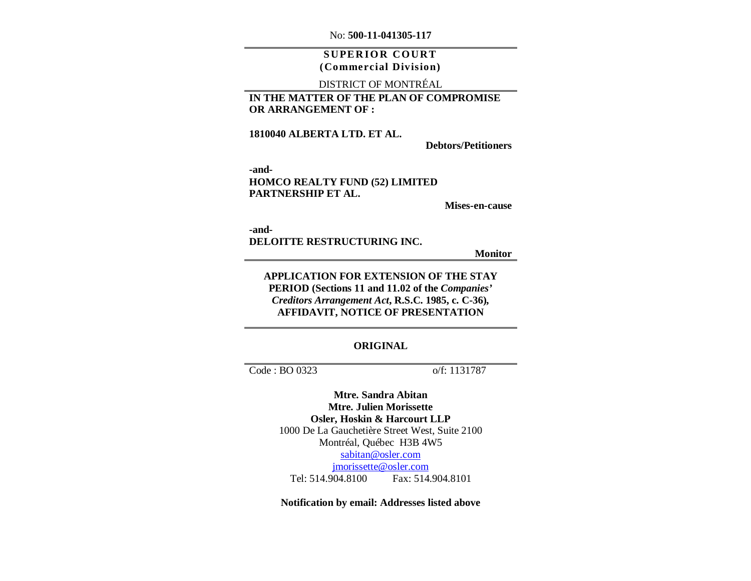No: **500-11-041305-117**

**SUPERIOR COURT**
**(Commercial Division)**

DISTRICT OF MONTRÉAL

**IN THE MATTER OF THE PLAN OF COMPROMISE OR ARRANGEMENT OF :**

**1810040 ALBERTA LTD. ET AL.**

**Debtors/Petitioners**

**-and-**
**HOMCO REALTY FUND (52) LIMITED PARTNERSHIP ET AL.**

**Mises-en-cause**

**-and-**
**DELOITTE RESTRUCTURING INC.**

**Monitor**

**APPLICATION FOR EXTENSION OF THE STAY PERIOD (Sections 11 and 11.02 of the *Companies' Creditors Arrangement Act*, R.S.C. 1985, c. C-36), AFFIDAVIT, NOTICE OF PRESENTATION**

**ORIGINAL**

Code : BO 0323 o/f: 1131787

**Mtre. Sandra Abitan**
**Mtre. Julien Morissette**
**Osler, Hoskin & Harcourt LLP**
1000 De La Gauchetière Street West, Suite 2100
Montréal, Québec H3B 4W5
sabitan@osler.com
jmorissette@osler.com
Tel: 514.904.8100 Fax: 514.904.8101

**Notification by email: Addresses listed above**